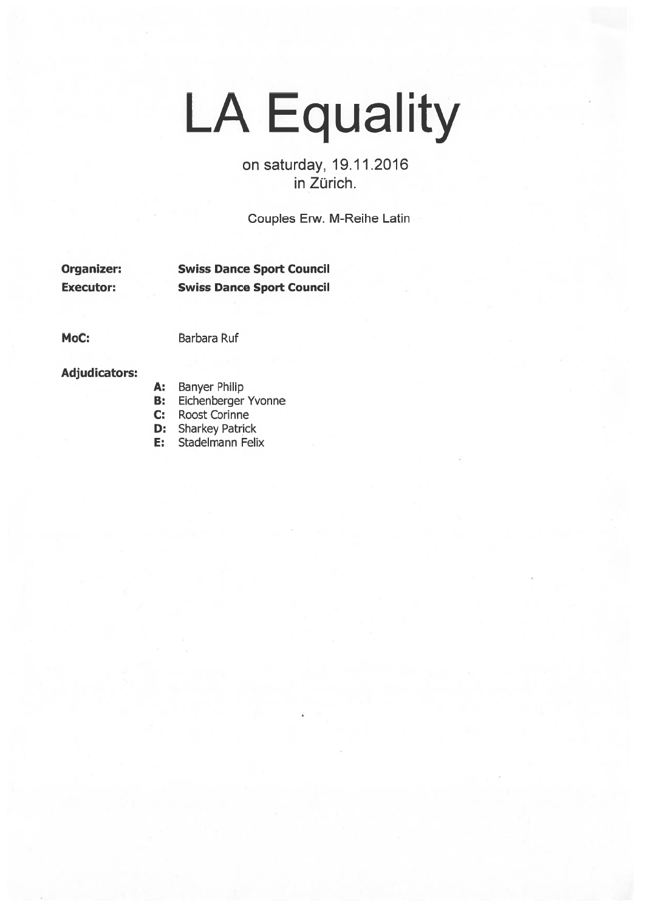# LA Equality

on saturday, 19.11.2016
in Zürich.

Couples Erw. M-Reihe Latin

**Organizer:** **Swiss Dance Sport Council**
**Executor:** **Swiss Dance Sport Council**

**MoC:** Barbara Ruf

**Adjudicators:**

- **A:** Banyer Philip
- **B:** Eichenberger Yvonne
- **C:** Roost Corinne
- **D:** Sharkey Patrick
- **E:** Stadelmann Felix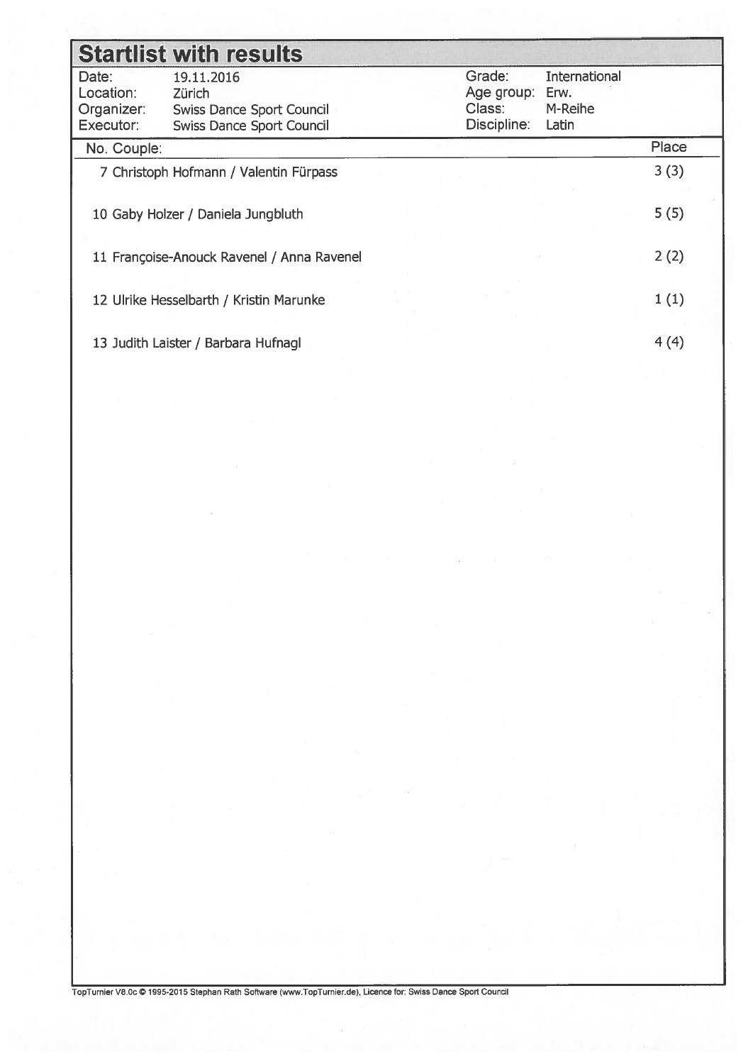# Startlist with results

| | | | |
|---|---|---|---|
| Date: | 19.11.2016 | Grade: | International |
| Location: | Zürich | Age group: | Erw. |
| Organizer: | Swiss Dance Sport Council | Class: | M-Reihe |
| Executor: | Swiss Dance Sport Council | Discipline: | Latin |

| No. | Couple: | Place |
|---|---|---|
| 7 | Christoph Hofmann / Valentin Fürpass | 3 (3) |
| 10 | Gaby Holzer / Daniela Jungbluth | 5 (5) |
| 11 | Françoise-Anouck Ravenel / Anna Ravenel | 2 (2) |
| 12 | Ulrike Hesselbarth / Kristin Marunke | 1 (1) |
| 13 | Judith Laister / Barbara Hufnagl | 4 (4) |

TopTurnier V8.0c © 1995-2015 Stephan Rath Software (www.TopTurnier.de), Licence for: Swiss Dance Sport Council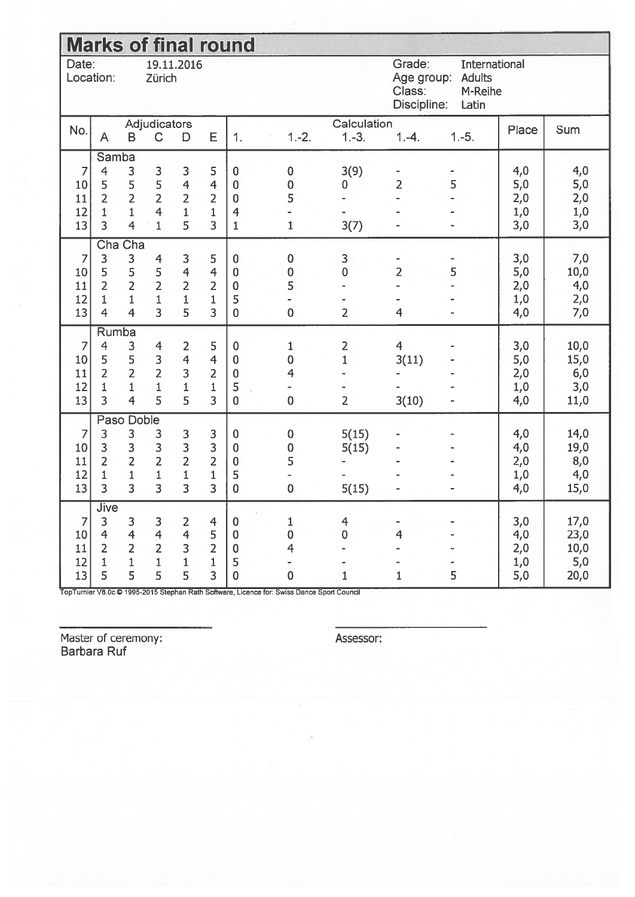# Marks of final round

| | | | |
|---|---|---|---|
| Date: | 19.11.2016 | Grade: | International |
| Location: | Zürich | Age group: | Adults |
| | | Class: | M-Reihe |
| | | Discipline: | Latin |

| No. | Adjudicators | | | | | Calculation | | | | | Place | Sum |
|---|---|---|---|---|---|---|---|---|---|---|---|---|
| | A | B | C | D | E | 1. | 1.-2. | 1.-3. | 1.-4. | 1.-5. | | |
| | **Samba** | | | | | | | | | | | |
| 7 | 4 | 3 | 3 | 3 | 5 | 0 | 0 | 3(9) | - | - | 4,0 | 4,0 |
| 10 | 5 | 5 | 5 | 4 | 4 | 0 | 0 | 0 | 2 | 5 | 5,0 | 5,0 |
| 11 | 2 | 2 | 2 | 2 | 2 | 0 | 5 | - | - | - | 2,0 | 2,0 |
| 12 | 1 | 1 | 4 | 1 | 1 | 4 | - | - | - | - | 1,0 | 1,0 |
| 13 | 3 | 4 | 1 | 5 | 3 | 1 | 1 | 3(7) | - | - | 3,0 | 3,0 |
| | **Cha Cha** | | | | | | | | | | | |
| 7 | 3 | 3 | 4 | 3 | 5 | 0 | 0 | 3 | - | - | 3,0 | 7,0 |
| 10 | 5 | 5 | 5 | 4 | 4 | 0 | 0 | 0 | 2 | 5 | 5,0 | 10,0 |
| 11 | 2 | 2 | 2 | 2 | 2 | 0 | 5 | - | - | - | 2,0 | 4,0 |
| 12 | 1 | 1 | 1 | 1 | 1 | 5 | - | - | - | - | 1,0 | 2,0 |
| 13 | 4 | 4 | 3 | 5 | 3 | 0 | 0 | 2 | 4 | - | 4,0 | 7,0 |
| | **Rumba** | | | | | | | | | | | |
| 7 | 4 | 3 | 4 | 2 | 5 | 0 | 1 | 2 | 4 | - | 3,0 | 10,0 |
| 10 | 5 | 5 | 3 | 4 | 4 | 0 | 0 | 1 | 3(11) | - | 5,0 | 15,0 |
| 11 | 2 | 2 | 2 | 3 | 2 | 0 | 4 | - | - | - | 2,0 | 6,0 |
| 12 | 1 | 1 | 1 | 1 | 1 | 5 | - | - | - | - | 1,0 | 3,0 |
| 13 | 3 | 4 | 5 | 5 | 3 | 0 | 0 | 2 | 3(10) | - | 4,0 | 11,0 |
| | **Paso Doble** | | | | | | | | | | | |
| 7 | 3 | 3 | 3 | 3 | 3 | 0 | 0 | 5(15) | - | - | 4,0 | 14,0 |
| 10 | 3 | 3 | 3 | 3 | 3 | 0 | 0 | 5(15) | - | - | 4,0 | 19,0 |
| 11 | 2 | 2 | 2 | 2 | 2 | 0 | 5 | - | - | - | 2,0 | 8,0 |
| 12 | 1 | 1 | 1 | 1 | 1 | 5 | - | - | - | - | 1,0 | 4,0 |
| 13 | 3 | 3 | 3 | 3 | 3 | 0 | 0 | 5(15) | - | - | 4,0 | 15,0 |
| | **Jive** | | | | | | | | | | | |
| 7 | 3 | 3 | 3 | 2 | 4 | 0 | 1 | 4 | - | - | 3,0 | 17,0 |
| 10 | 4 | 4 | 4 | 4 | 5 | 0 | 0 | 0 | 4 | - | 4,0 | 23,0 |
| 11 | 2 | 2 | 2 | 3 | 2 | 0 | 4 | - | - | - | 2,0 | 10,0 |
| 12 | 1 | 1 | 1 | 1 | 1 | 5 | - | - | - | - | 1,0 | 5,0 |
| 13 | 5 | 5 | 5 | 5 | 3 | 0 | 0 | 1 | 1 | 5 | 5,0 | 20,0 |

TopTurnier V8.0c © 1995-2015 Stephan Rath Software, Licence for: Swiss Dance Sport Council

Master of ceremony:
Barbara Ruf

Assessor: